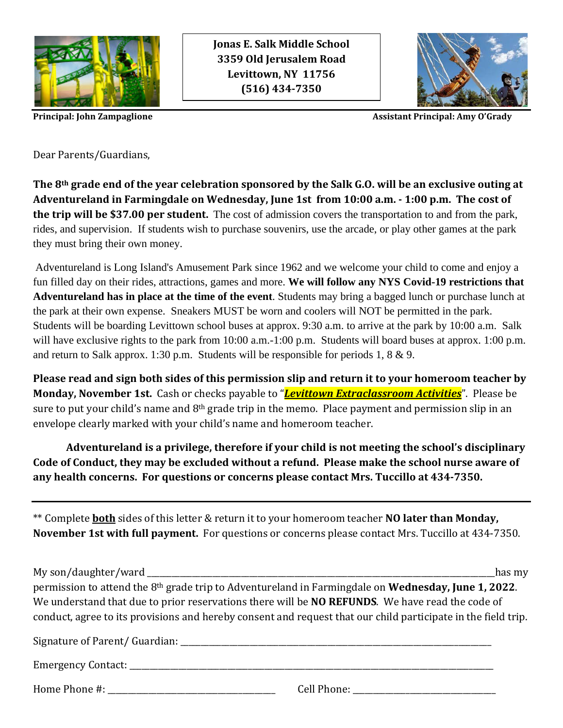**Jonas E. Salk Middle School**
**3359 Old Jerusalem Road**
**Levittown, NY 11756**
**(516) 434-7350**

**Principal: John Zampaglione** **Assistant Principal: Amy O'Grady**

Dear Parents/Guardians,

**The 8th grade end of the year celebration sponsored by the Salk G.O. will be an exclusive outing at Adventureland in Farmingdale on Wednesday, June 1st from 10:00 a.m. - 1:00 p.m. The cost of the trip will be $37.00 per student.** The cost of admission covers the transportation to and from the park, rides, and supervision. If students wish to purchase souvenirs, use the arcade, or play other games at the park they must bring their own money.

Adventureland is Long Island's Amusement Park since 1962 and we welcome your child to come and enjoy a fun filled day on their rides, attractions, games and more. **We will follow any NYS Covid-19 restrictions that Adventureland has in place at the time of the event**. Students may bring a bagged lunch or purchase lunch at the park at their own expense. Sneakers MUST be worn and coolers will NOT be permitted in the park. Students will be boarding Levittown school buses at approx. 9:30 a.m. to arrive at the park by 10:00 a.m. Salk will have exclusive rights to the park from 10:00 a.m.-1:00 p.m. Students will board buses at approx. 1:00 p.m. and return to Salk approx. 1:30 p.m. Students will be responsible for periods 1, 8 & 9.

**Please read and sign both sides of this permission slip and return it to your homeroom teacher by Monday, November 1st.** Cash or checks payable to "***Levittown Extraclassroom Activities***". Please be sure to put your child's name and 8th grade trip in the memo. Place payment and permission slip in an envelope clearly marked with your child's name and homeroom teacher.

**Adventureland is a privilege, therefore if your child is not meeting the school's disciplinary Code of Conduct, they may be excluded without a refund. Please make the school nurse aware of any health concerns. For questions or concerns please contact Mrs. Tuccillo at 434-7350.**

---

** Complete **both** sides of this letter & return it to your homeroom teacher **NO later than Monday, November 1st with full payment.** For questions or concerns please contact Mrs. Tuccillo at 434-7350.

My son/daughter/ward ______________________________________________ has my permission to attend the 8th grade trip to Adventureland in Farmingdale on **Wednesday, June 1, 2022**. We understand that due to prior reservations there will be **NO REFUNDS**. We have read the code of conduct, agree to its provisions and hereby consent and request that our child participate in the field trip.

Signature of Parent/ Guardian: ______________________________________________

Emergency Contact: ______________________________________________

Home Phone #: ______________________ Cell Phone: ______________________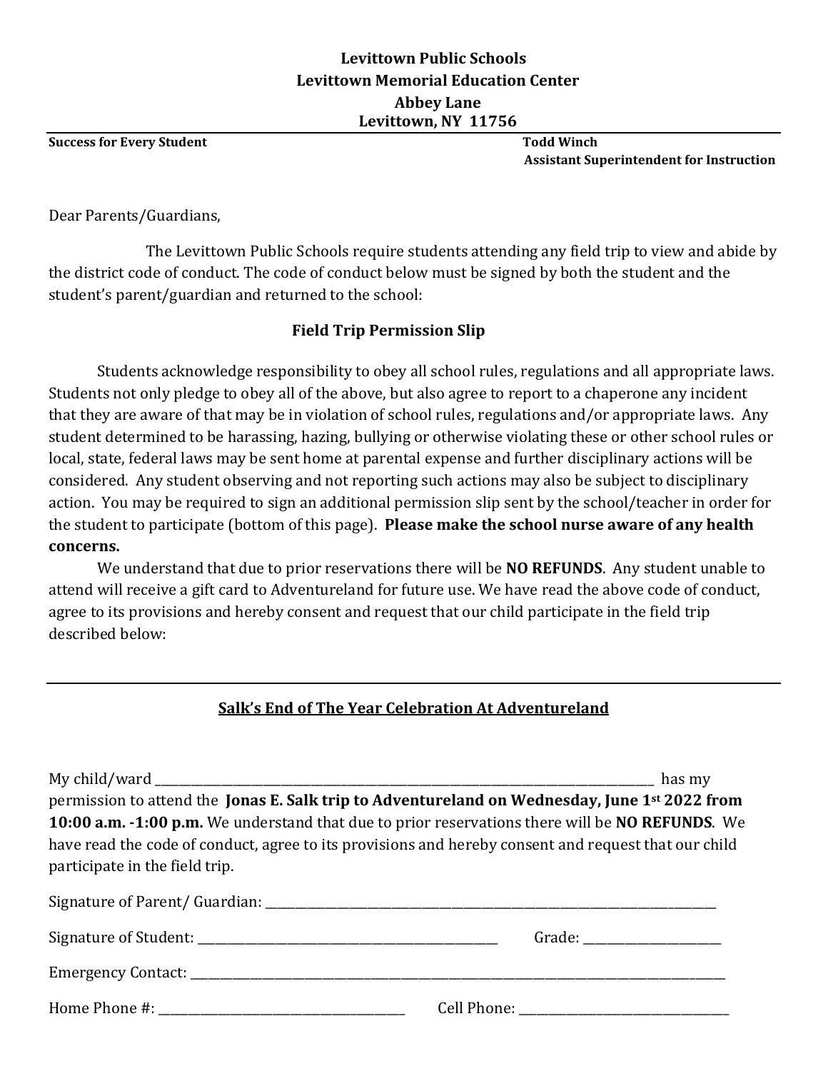**Levittown Public Schools**
**Levittown Memorial Education Center**
**Abbey Lane**
**Levittown, NY 11756**

**Success for Every Student** | **Todd Winch**
**Assistant Superintendent for Instruction**

Dear Parents/Guardians,

The Levittown Public Schools require students attending any field trip to view and abide by the district code of conduct. The code of conduct below must be signed by both the student and the student's parent/guardian and returned to the school:

## Field Trip Permission Slip

Students acknowledge responsibility to obey all school rules, regulations and all appropriate laws. Students not only pledge to obey all of the above, but also agree to report to a chaperone any incident that they are aware of that may be in violation of school rules, regulations and/or appropriate laws. Any student determined to be harassing, hazing, bullying or otherwise violating these or other school rules or local, state, federal laws may be sent home at parental expense and further disciplinary actions will be considered. Any student observing and not reporting such actions may also be subject to disciplinary action. You may be required to sign an additional permission slip sent by the school/teacher in order for the student to participate (bottom of this page). **Please make the school nurse aware of any health concerns.**

We understand that due to prior reservations there will be **NO REFUNDS**. Any student unable to attend will receive a gift card to Adventureland for future use. We have read the above code of conduct, agree to its provisions and hereby consent and request that our child participate in the field trip described below:

---

## Salk's End of The Year Celebration At Adventureland

My child/ward ______________________________________________ has my permission to attend the **Jonas E. Salk trip to Adventureland on Wednesday, June 1st 2022 from 10:00 a.m. -1:00 p.m.** We understand that due to prior reservations there will be **NO REFUNDS**. We have read the code of conduct, agree to its provisions and hereby consent and request that our child participate in the field trip.

Signature of Parent/ Guardian: ______________________________________________

Signature of Student: ______________________________ Grade: ______________

Emergency Contact: ______________________________________________________

Home Phone #: __________________________ Cell Phone: ______________________